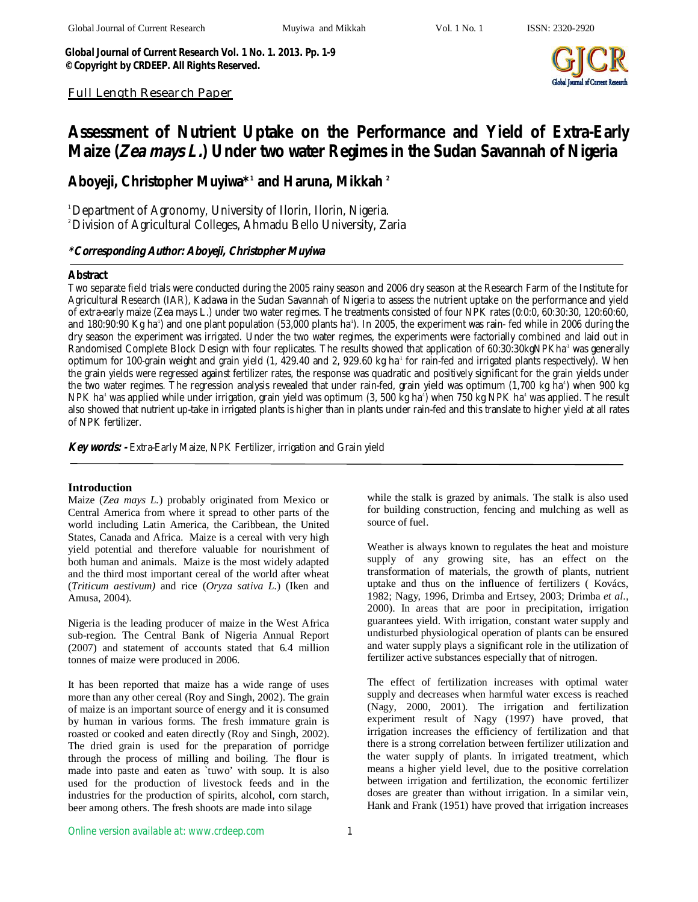**Global Journal of Current Research Vol. 1 No. 1. 2013. Pp. 1-9**
**© Copyright by CRDEEP. All Rights Reserved.**

Full Length Research Paper

# Assessment of Nutrient Uptake on the Performance and Yield of Extra-Early Maize (*Zea mays L.*) Under two water Regimes in the Sudan Savannah of Nigeria

## Aboyeji, Christopher Muyiwa*[1] and Haruna, Mikkah[2]

[1] Department of Agronomy, University of Ilorin, Ilorin, Nigeria.
[2] Division of Agricultural Colleges, Ahmadu Bello University, Zaria

***Corresponding Author: Aboyeji, Christopher Muyiwa**

### Abstract

Two separate field trials were conducted during the 2005 rainy season and 2006 dry season at the Research Farm of the Institute for Agricultural Research (IAR), Kadawa in the Sudan Savannah of Nigeria to assess the nutrient uptake on the performance and yield of extra-early maize (Zea mays L.) under two water regimes. The treatments consisted of four NPK rates (0:0:0, 60:30:30, 120:60:60, and 180:90:90 Kg ha$^{-1}$) and one plant population (53,000 plants ha$^{-1}$). In 2005, the experiment was rain- fed while in 2006 during the dry season the experiment was irrigated. Under the two water regimes, the experiments were factorially combined and laid out in Randomised Complete Block Design with four replicates. The results showed that application of 60:30:30kgNPKha$^{-1}$ was generally optimum for 100-grain weight and grain yield (1, 429.40 and 2, 929.60 kg ha$^{-1}$ for rain-fed and irrigated plants respectively). When the grain yields were regressed against fertilizer rates, the response was quadratic and positively significant for the grain yields under the two water regimes. The regression analysis revealed that under rain-fed, grain yield was optimum (1,700 kg ha$^{-1}$) when 900 kg NPK ha$^{-1}$ was applied while under irrigation, grain yield was optimum (3, 500 kg ha$^{-1}$) when 750 kg NPK ha$^{-1}$ was applied. The result also showed that nutrient up-take in irrigated plants is higher than in plants under rain-fed and this translate to higher yield at all rates of NPK fertilizer.

***Key words: -*** Extra-Early Maize, NPK Fertilizer, irrigation and Grain yield

### Introduction

Maize (*Zea mays L.*) probably originated from Mexico or Central America from where it spread to other parts of the world including Latin America, the Caribbean, the United States, Canada and Africa. Maize is a cereal with very high yield potential and therefore valuable for nourishment of both human and animals. Maize is the most widely adapted and the third most important cereal of the world after wheat (*Triticum aestivum)* and rice (*Oryza sativa L.*) (Iken and Amusa, 2004).

Nigeria is the leading producer of maize in the West Africa sub-region. The Central Bank of Nigeria Annual Report (2007) and statement of accounts stated that 6.4 million tonnes of maize were produced in 2006.

It has been reported that maize has a wide range of uses more than any other cereal (Roy and Singh, 2002). The grain of maize is an important source of energy and it is consumed by human in various forms. The fresh immature grain is roasted or cooked and eaten directly (Roy and Singh, 2002). The dried grain is used for the preparation of porridge through the process of milling and boiling. The flour is made into paste and eaten as `tuwo' with soup. It is also used for the production of livestock feeds and in the industries for the production of spirits, alcohol, corn starch, beer among others. The fresh shoots are made into silage while the stalk is grazed by animals. The stalk is also used for building construction, fencing and mulching as well as source of fuel.

Weather is always known to regulates the heat and moisture supply of any growing site, has an effect on the transformation of materials, the growth of plants, nutrient uptake and thus on the influence of fertilizers ( Kovács, 1982; Nagy, 1996, Drimba and Ertsey, 2003; Drimba *et al.*, 2000). In areas that are poor in precipitation, irrigation guarantees yield. With irrigation, constant water supply and undisturbed physiological operation of plants can be ensured and water supply plays a significant role in the utilization of fertilizer active substances especially that of nitrogen.

The effect of fertilization increases with optimal water supply and decreases when harmful water excess is reached (Nagy, 2000, 2001). The irrigation and fertilization experiment result of Nagy (1997) have proved, that irrigation increases the efficiency of fertilization and that there is a strong correlation between fertilizer utilization and the water supply of plants. In irrigated treatment, which means a higher yield level, due to the positive correlation between irrigation and fertilization, the economic fertilizer doses are greater than without irrigation. In a similar vein, Hank and Frank (1951) have proved that irrigation increases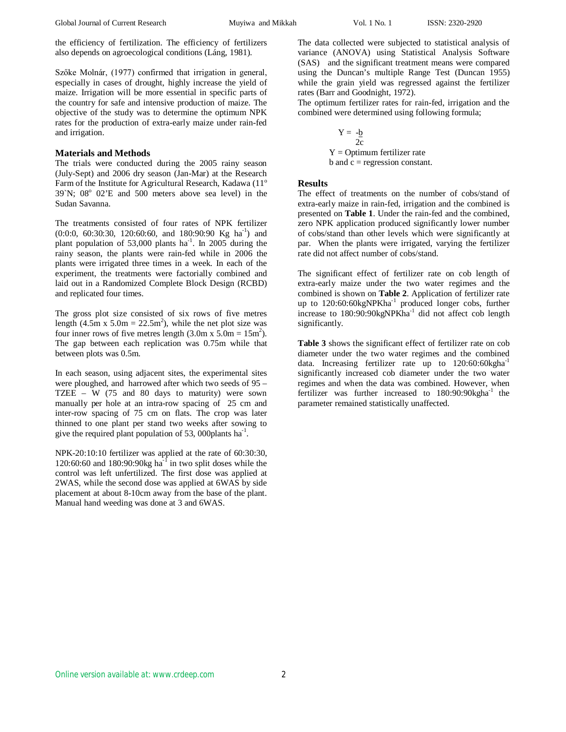the efficiency of fertilization. The efficiency of fertilizers also depends on agroecological conditions (Láng, 1981).

Szőke Molnár, (1977) confirmed that irrigation in general, especially in cases of drought, highly increase the yield of maize. Irrigation will be more essential in specific parts of the country for safe and intensive production of maize. The objective of the study was to determine the optimum NPK rates for the production of extra-early maize under rain-fed and irrigation.

## Materials and Methods

The trials were conducted during the 2005 rainy season (July-Sept) and 2006 dry season (Jan-Mar) at the Research Farm of the Institute for Agricultural Research, Kadawa (11$^o$ 39`N; 08$^o$ 02'E and 500 meters above sea level) in the Sudan Savanna.

The treatments consisted of four rates of NPK fertilizer (0:0:0, 60:30:30, 120:60:60, and 180:90:90 Kg ha$^{-1}$) and plant population of 53,000 plants ha$^{-1}$. In 2005 during the rainy season, the plants were rain-fed while in 2006 the plants were irrigated three times in a week. In each of the experiment, the treatments were factorially combined and laid out in a Randomized Complete Block Design (RCBD) and replicated four times.

The gross plot size consisted of six rows of five metres length (4.5m x 5.0m = 22.5m$^2$), while the net plot size was four inner rows of five metres length (3.0m x 5.0m = 15m$^2$). The gap between each replication was 0.75m while that between plots was 0.5m.

In each season, using adjacent sites, the experimental sites were ploughed, and harrowed after which two seeds of 95 – TZEE – W (75 and 80 days to maturity) were sown manually per hole at an intra-row spacing of 25 cm and inter-row spacing of 75 cm on flats. The crop was later thinned to one plant per stand two weeks after sowing to give the required plant population of 53, 000plants ha$^{-1}$.

NPK-20:10:10 fertilizer was applied at the rate of 60:30:30, 120:60:60 and 180:90:90kg ha$^{-1}$ in two split doses while the control was left unfertilized. The first dose was applied at 2WAS, while the second dose was applied at 6WAS by side placement at about 8-10cm away from the base of the plant. Manual hand weeding was done at 3 and 6WAS.

The data collected were subjected to statistical analysis of variance (ANOVA) using Statistical Analysis Software (SAS) and the significant treatment means were compared using the Duncan's multiple Range Test (Duncan 1955) while the grain yield was regressed against the fertilizer rates (Barr and Goodnight, 1972).

The optimum fertilizer rates for rain-fed, irrigation and the combined were determined using following formula;

$$Y = \frac{-b}{2c}$$

Y = Optimum fertilizer rate
b and c = regression constant.

## Results

The effect of treatments on the number of cobs/stand of extra-early maize in rain-fed, irrigation and the combined is presented on **Table 1**. Under the rain-fed and the combined, zero NPK application produced significantly lower number of cobs/stand than other levels which were significantly at par. When the plants were irrigated, varying the fertilizer rate did not affect number of cobs/stand.

The significant effect of fertilizer rate on cob length of extra-early maize under the two water regimes and the combined is shown on **Table 2**. Application of fertilizer rate up to 120:60:60kgNPKha$^{-1}$ produced longer cobs, further increase to 180:90:90kgNPKha$^{-1}$ did not affect cob length significantly.

**Table 3** shows the significant effect of fertilizer rate on cob diameter under the two water regimes and the combined data. Increasing fertilizer rate up to 120:60:60kgha$^{-1}$ significantly increased cob diameter under the two water regimes and when the data was combined. However, when fertilizer was further increased to 180:90:90kgha$^{-1}$ the parameter remained statistically unaffected.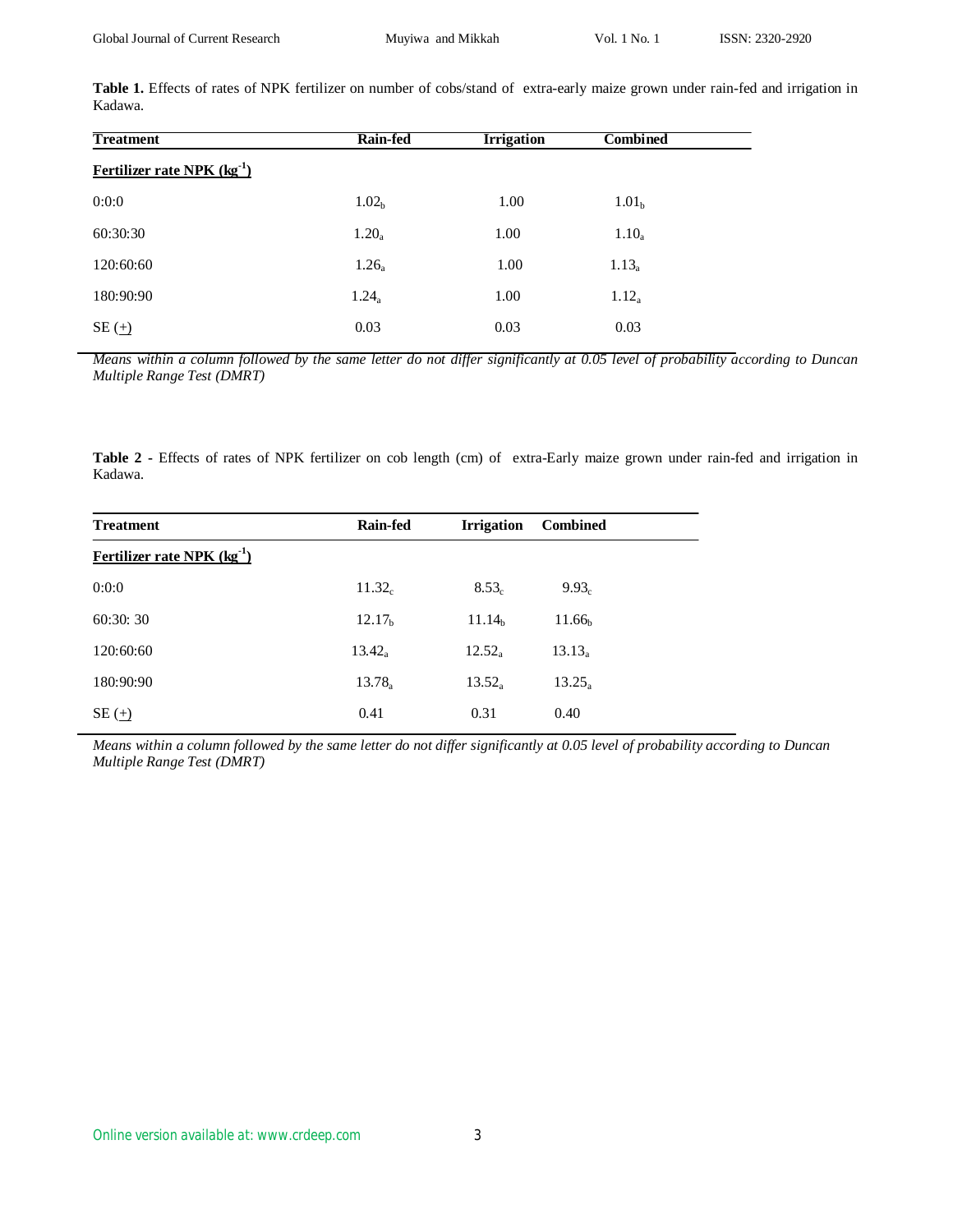**Table 1.** Effects of rates of NPK fertilizer on number of cobs/stand of extra-early maize grown under rain-fed and irrigation in Kadawa.

| Treatment | Rain-fed | Irrigation | Combined |
|---|---|---|---|
| **Fertilizer rate NPK ($kg^{-1}$)** | | | |
| 0:0:0 | $1.02_b$ | 1.00 | $1.01_b$ |
| 60:30:30 | $1.20_a$ | 1.00 | $1.10_a$ |
| 120:60:60 | $1.26_a$ | 1.00 | $1.13_a$ |
| 180:90:90 | $1.24_a$ | 1.00 | $1.12_a$ |
| SE (±) | 0.03 | 0.03 | 0.03 |

*Means within a column followed by the same letter do not differ significantly at 0.05 level of probability according to Duncan Multiple Range Test (DMRT)*

**Table 2 -** Effects of rates of NPK fertilizer on cob length (cm) of extra-Early maize grown under rain-fed and irrigation in Kadawa.

| Treatment | Rain-fed | Irrigation | Combined |
|---|---|---|---|
| **Fertilizer rate NPK ($kg^{-1}$)** | | | |
| 0:0:0 | $11.32_c$ | $8.53_c$ | $9.93_c$ |
| 60:30: 30 | $12.17_b$ | $11.14_b$ | $11.66_b$ |
| 120:60:60 | $13.42_a$ | $12.52_a$ | $13.13_a$ |
| 180:90:90 | $13.78_a$ | $13.52_a$ | $13.25_a$ |
| SE (±) | 0.41 | 0.31 | 0.40 |

*Means within a column followed by the same letter do not differ significantly at 0.05 level of probability according to Duncan Multiple Range Test (DMRT)*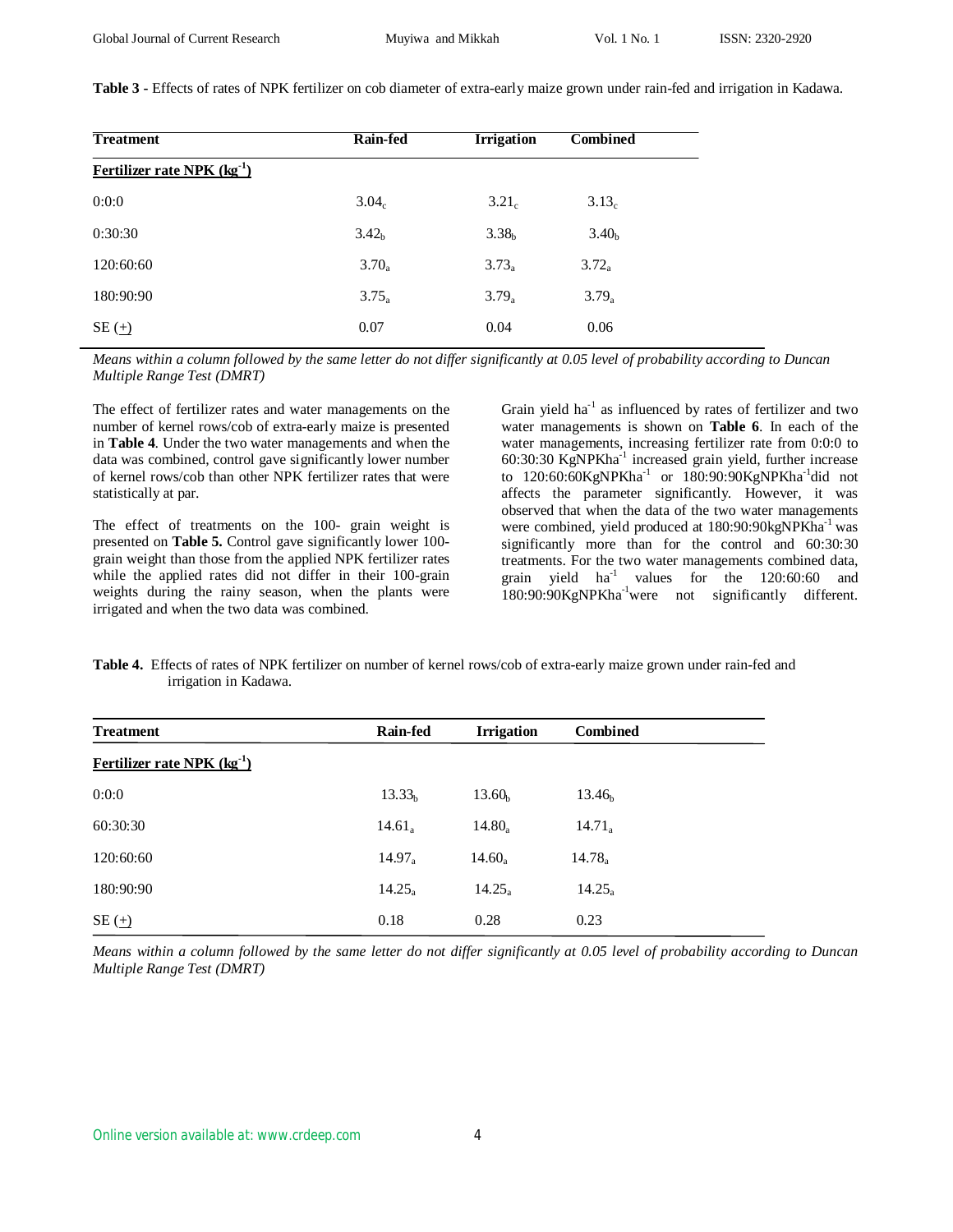**Table 3** - Effects of rates of NPK fertilizer on cob diameter of extra-early maize grown under rain-fed and irrigation in Kadawa.

| Treatment | Rain-fed | Irrigation | Combined |
|---|---|---|---|
| Fertilizer rate NPK ($kg^{-1}$) | | | |
| 0:0:0 | $3.04_c$ | $3.21_c$ | $3.13_c$ |
| 0:30:30 | $3.42_b$ | $3.38_b$ | $3.40_b$ |
| 120:60:60 | $3.70_a$ | $3.73_a$ | $3.72_a$ |
| 180:90:90 | $3.75_a$ | $3.79_a$ | $3.79_a$ |
| SE (+) | 0.07 | 0.04 | 0.06 |

*Means within a column followed by the same letter do not differ significantly at 0.05 level of probability according to Duncan Multiple Range Test (DMRT)*

The effect of fertilizer rates and water managements on the number of kernel rows/cob of extra-early maize is presented in **Table 4**. Under the two water managements and when the data was combined, control gave significantly lower number of kernel rows/cob than other NPK fertilizer rates that were statistically at par.

The effect of treatments on the 100- grain weight is presented on **Table 5.** Control gave significantly lower 100-grain weight than those from the applied NPK fertilizer rates while the applied rates did not differ in their 100-grain weights during the rainy season, when the plants were irrigated and when the two data was combined.

Grain yield $ha^{-1}$ as influenced by rates of fertilizer and two water managements is shown on **Table 6**. In each of the water managements, increasing fertilizer rate from 0:0:0 to 60:30:30 KgNPK$ha^{-1}$ increased grain yield, further increase to 120:60:60KgNPK$ha^{-1}$ or 180:90:90KgNPK$ha^{-1}$did not affects the parameter significantly. However, it was observed that when the data of the two water managements were combined, yield produced at 180:90:90kgNPK$ha^{-1}$ was significantly more than for the control and 60:30:30 treatments. For the two water managements combined data, grain yield $ha^{-1}$ values for the 120:60:60 and 180:90:90KgNPK$ha^{-1}$were not significantly different.

**Table 4.** Effects of rates of NPK fertilizer on number of kernel rows/cob of extra-early maize grown under rain-fed and irrigation in Kadawa.

| Treatment | Rain-fed | Irrigation | Combined |
|---|---|---|---|
| Fertilizer rate NPK ($kg^{-1}$) | | | |
| 0:0:0 | $13.33_b$ | $13.60_b$ | $13.46_b$ |
| 60:30:30 | $14.61_a$ | $14.80_a$ | $14.71_a$ |
| 120:60:60 | $14.97_a$ | $14.60_a$ | $14.78_a$ |
| 180:90:90 | $14.25_a$ | $14.25_a$ | $14.25_a$ |
| SE (+) | 0.18 | 0.28 | 0.23 |

*Means within a column followed by the same letter do not differ significantly at 0.05 level of probability according to Duncan Multiple Range Test (DMRT)*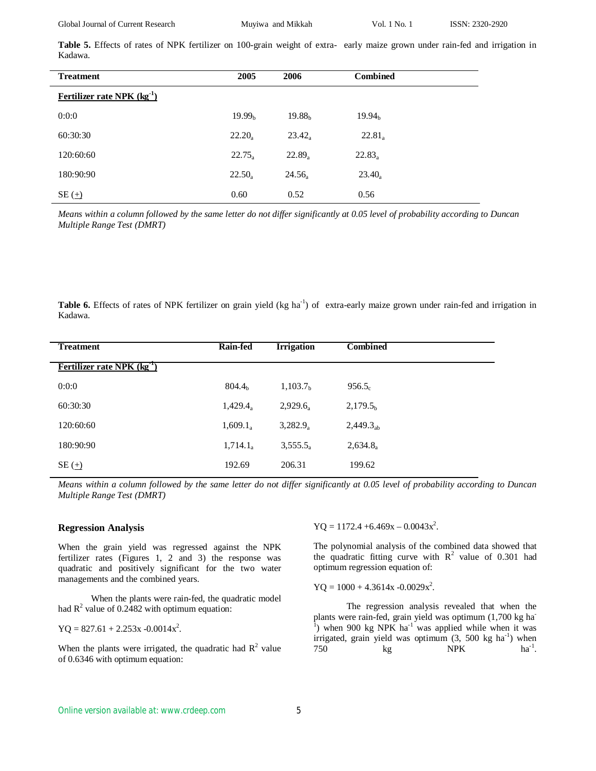**Table 5.** Effects of rates of NPK fertilizer on 100-grain weight of extra- early maize grown under rain-fed and irrigation in Kadawa.

| Treatment | 2005 | 2006 | Combined |
|---|---|---|---|
| Fertilizer rate NPK ($kg^{-1}$) | | | |
| 0:0:0 | $19.99_b$ | $19.88_b$ | $19.94_b$ |
| 60:30:30 | $22.20_a$ | $23.42_a$ | $22.81_a$ |
| 120:60:60 | $22.75_a$ | $22.89_a$ | $22.83_a$ |
| 180:90:90 | $22.50_a$ | $24.56_a$ | $23.40_a$ |
| SE (±) | 0.60 | 0.52 | 0.56 |

*Means within a column followed by the same letter do not differ significantly at 0.05 level of probability according to Duncan Multiple Range Test (DMRT)*

**Table 6.** Effects of rates of NPK fertilizer on grain yield (kg $ha^{-1}$) of extra-early maize grown under rain-fed and irrigation in Kadawa.

| Treatment | Rain-fed | Irrigation | Combined |
|---|---|---|---|
| Fertilizer rate NPK ($kg^{-1}$) | | | |
| 0:0:0 | $804.4_b$ | $1,103.7_b$ | $956.5_c$ |
| 60:30:30 | $1,429.4_a$ | $2,929.6_a$ | $2,179.5_b$ |
| 120:60:60 | $1,609.1_a$ | $3,282.9_a$ | $2,449.3_{ab}$ |
| 180:90:90 | $1,714.1_a$ | $3,555.5_a$ | $2,634.8_a$ |
| SE (±) | 192.69 | 206.31 | 199.62 |

*Means within a column followed by the same letter do not differ significantly at 0.05 level of probability according to Duncan Multiple Range Test (DMRT)*

## Regression Analysis

When the grain yield was regressed against the NPK fertilizer rates (Figures 1, 2 and 3) the response was quadratic and positively significant for the two water managements and the combined years.

When the plants were rain-fed, the quadratic model had $R^2$ value of 0.2482 with optimum equation:

$YQ = 827.61 + 2.253x - 0.0014x^2$.

When the plants were irrigated, the quadratic had $R^2$ value of 0.6346 with optimum equation:

$YQ = 1172.4 + 6.469x - 0.0043x^2$.

The polynomial analysis of the combined data showed that the quadratic fitting curve with $R^2$ value of 0.301 had optimum regression equation of:

$YQ = 1000 + 4.3614x - 0.0029x^2$.

The regression analysis revealed that when the plants were rain-fed, grain yield was optimum (1,700 kg $ha^{-1}$) when 900 kg NPK $ha^{-1}$ was applied while when it was irrigated, grain yield was optimum (3, 500 kg $ha^{-1}$) when 750 kg NPK $ha^{-1}$.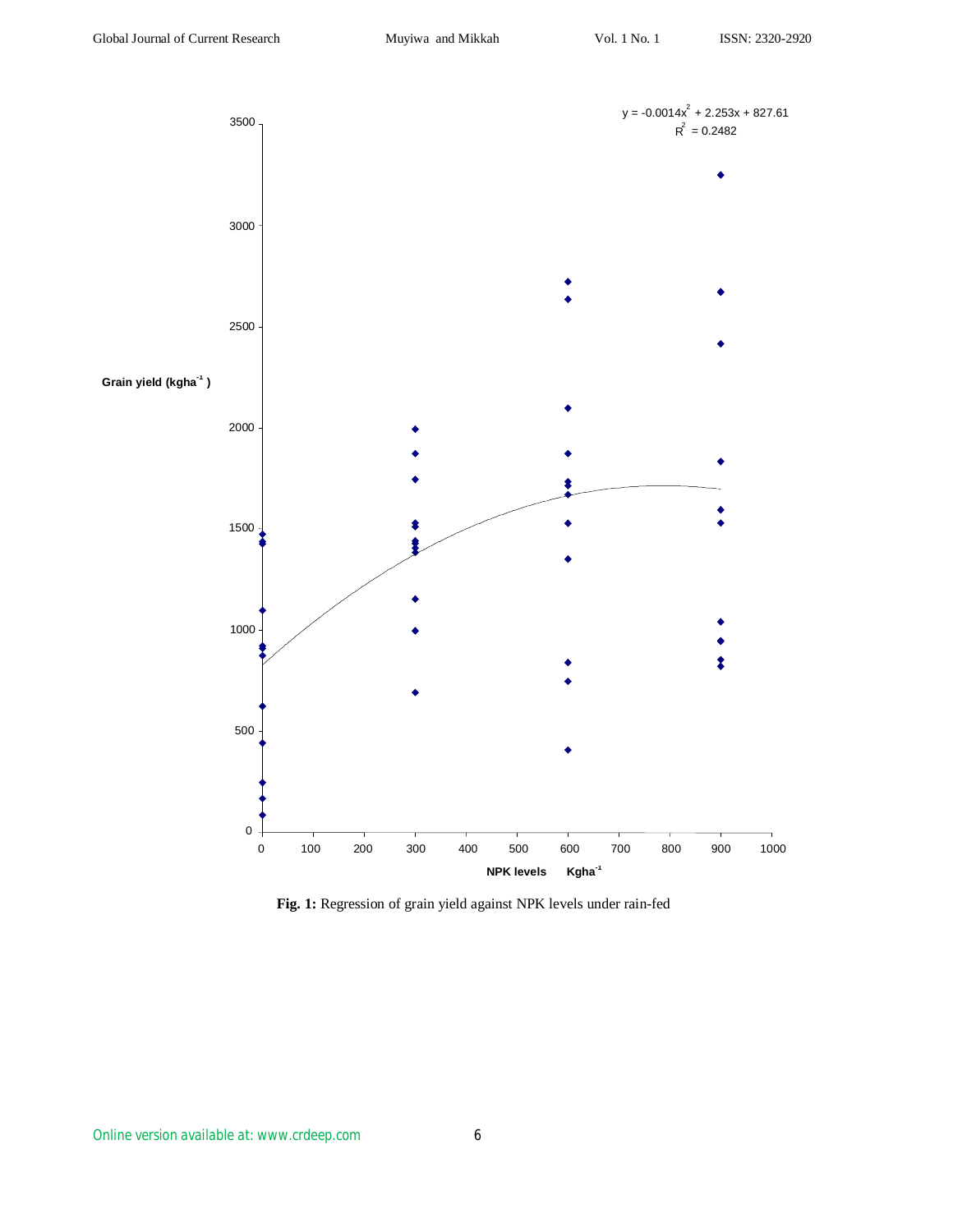$y = -0.0014x^2 + 2.253x + 827.61$

$R^2 = 0.2482$

Grain yield ($kgha^{-1}$)

NPK levels $Kgha^{-1}$

**Fig. 1:** Regression of grain yield against NPK levels under rain-fed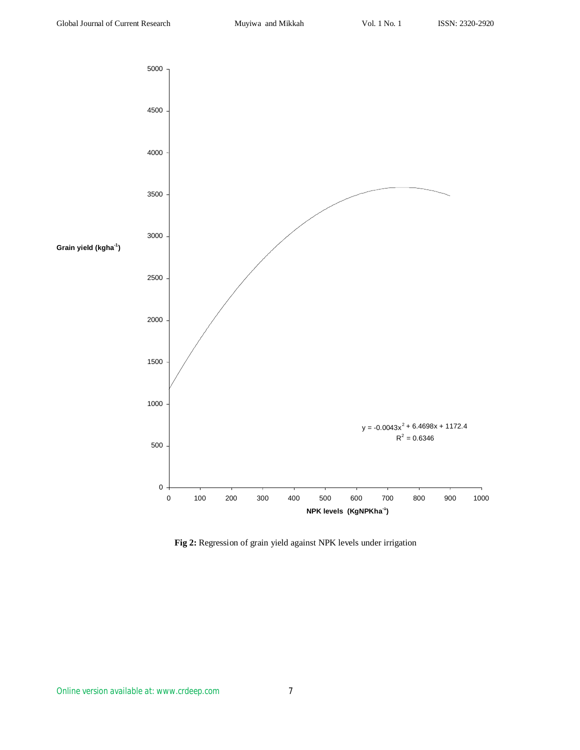Grain yield (kgha$^{-1}$)

$y = -0.0043x^2 + 6.4698x + 1172.4$

$R^2 = 0.6346$

NPK levels (KgNPKha$^{-1}$)

**Fig 2:** Regression of grain yield against NPK levels under irrigation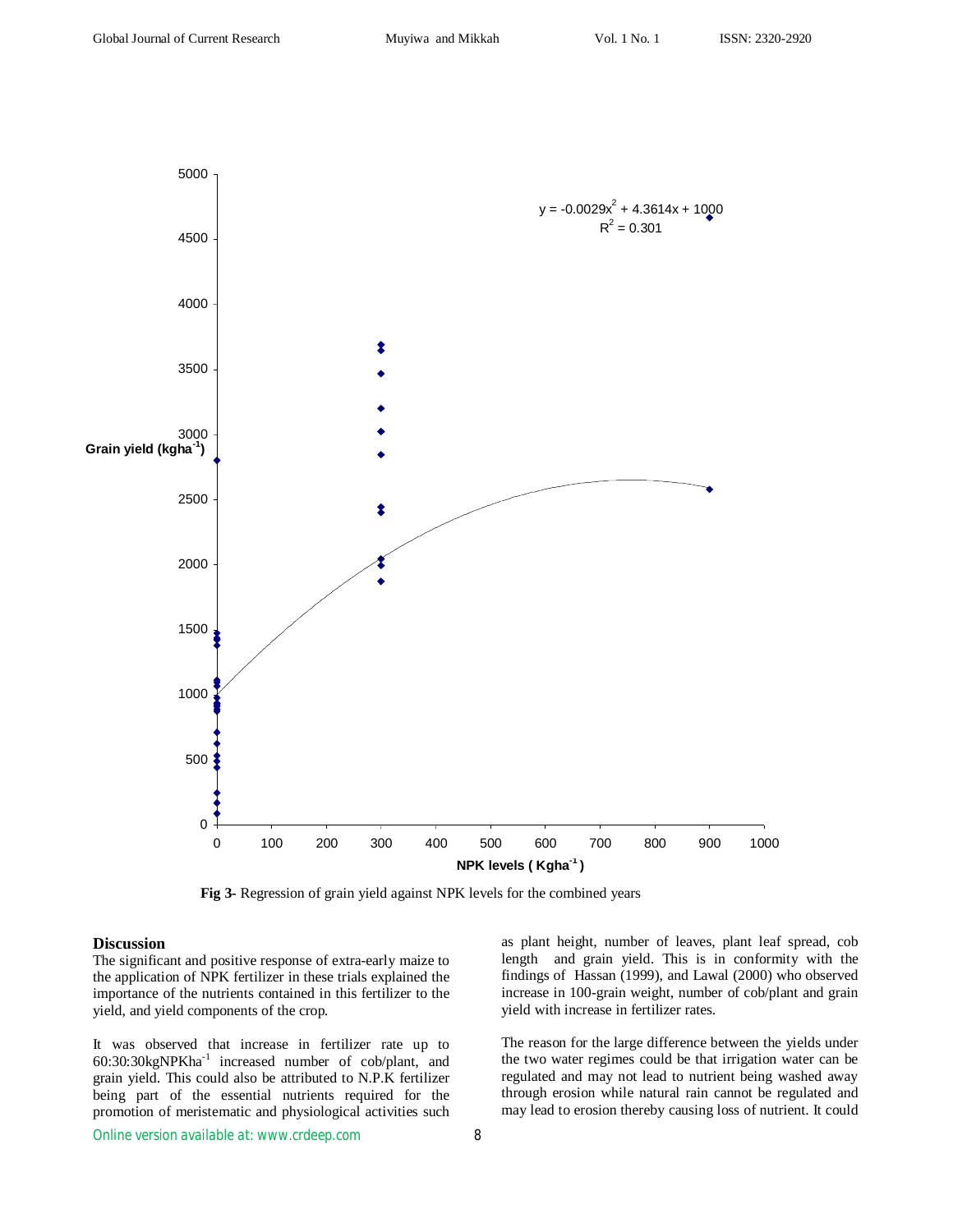Fig 3- Regression of grain yield against NPK levels for the combined years

## Discussion

The significant and positive response of extra-early maize to the application of NPK fertilizer in these trials explained the importance of the nutrients contained in this fertilizer to the yield, and yield components of the crop.

It was observed that increase in fertilizer rate up to 60:30:30kgNPKha$^{-1}$ increased number of cob/plant, and grain yield. This could also be attributed to N.P.K fertilizer being part of the essential nutrients required for the promotion of meristematic and physiological activities such as plant height, number of leaves, plant leaf spread, cob length and grain yield. This is in conformity with the findings of Hassan (1999), and Lawal (2000) who observed increase in 100-grain weight, number of cob/plant and grain yield with increase in fertilizer rates.

The reason for the large difference between the yields under the two water regimes could be that irrigation water can be regulated and may not lead to nutrient being washed away through erosion while natural rain cannot be regulated and may lead to erosion thereby causing loss of nutrient. It could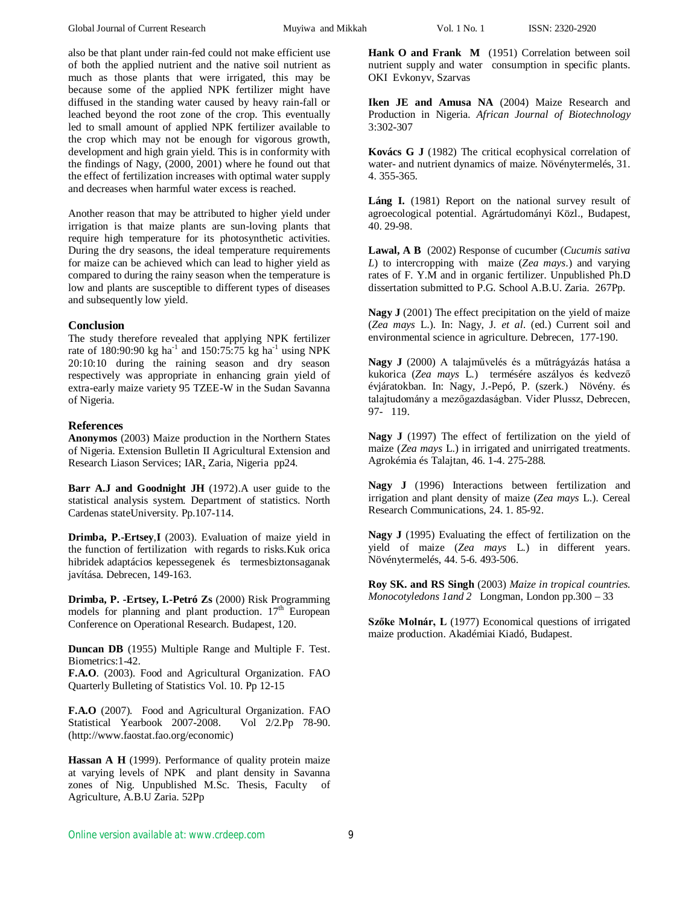also be that plant under rain-fed could not make efficient use of both the applied nutrient and the native soil nutrient as much as those plants that were irrigated, this may be because some of the applied NPK fertilizer might have diffused in the standing water caused by heavy rain-fall or leached beyond the root zone of the crop. This eventually led to small amount of applied NPK fertilizer available to the crop which may not be enough for vigorous growth, development and high grain yield. This is in conformity with the findings of Nagy, (2000, 2001) where he found out that the effect of fertilization increases with optimal water supply and decreases when harmful water excess is reached.

Another reason that may be attributed to higher yield under irrigation is that maize plants are sun-loving plants that require high temperature for its photosynthetic activities. During the dry seasons, the ideal temperature requirements for maize can be achieved which can lead to higher yield as compared to during the rainy season when the temperature is low and plants are susceptible to different types of diseases and subsequently low yield.

## Conclusion

The study therefore revealed that applying NPK fertilizer rate of 180:90:90 kg ha$^{-1}$ and 150:75:75 kg ha$^{-1}$ using NPK 20:10:10 during the raining season and dry season respectively was appropriate in enhancing grain yield of extra-early maize variety 95 TZEE-W in the Sudan Savanna of Nigeria.

## References

**Anonymos** (2003) Maize production in the Northern States of Nigeria. Extension Bulletin II Agricultural Extension and Research Liason Services; IAR, Zaria, Nigeria pp24.

**Barr A.J and Goodnight JH** (1972).A user guide to the statistical analysis system. Department of statistics. North Cardenas stateUniversity. Pp.107-114.

**Drimba, P.-Ertsey,I** (2003). Evaluation of maize yield in the function of fertilization with regards to risks.Kuk orica hibridek adaptácios kepessegenek és termesbiztonsaganak javítása. Debrecen, 149-163.

**Drimba, P. -Ertsey, I.-Petró Zs** (2000) Risk Programming models for planning and plant production. 17th European Conference on Operational Research. Budapest, 120.

**Duncan DB** (1955) Multiple Range and Multiple F. Test. Biometrics:1-42.

**F.A.O**. (2003). Food and Agricultural Organization. FAO Quarterly Bulleting of Statistics Vol. 10. Pp 12-15

**F.A.O** (2007). Food and Agricultural Organization. FAO Statistical Yearbook 2007-2008. Vol 2/2.Pp 78-90. (http://www.faostat.fao.org/economic)

**Hassan A H** (1999). Performance of quality protein maize at varying levels of NPK and plant density in Savanna zones of Nig. Unpublished M.Sc. Thesis, Faculty of Agriculture, A.B.U Zaria. 52Pp

**Hank O and Frank M** (1951) Correlation between soil nutrient supply and water consumption in specific plants. OKI Evkonyv, Szarvas

**Iken JE and Amusa NA** (2004) Maize Research and Production in Nigeria. *African Journal of Biotechnology* 3:302-307

**Kovács G J** (1982) The critical ecophysical correlation of water- and nutrient dynamics of maize. Növénytermelés, 31. 4. 355-365.

**Láng I.** (1981) Report on the national survey result of agroecological potential. Agrártudományi Közl., Budapest, 40. 29-98.

**Lawal, A B** (2002) Response of cucumber (*Cucumis sativa L*) to intercropping with maize (*Zea mays*.) and varying rates of F. Y.M and in organic fertilizer. Unpublished Ph.D dissertation submitted to P.G. School A.B.U. Zaria. 267Pp.

**Nagy J** (2001) The effect precipitation on the yield of maize (*Zea mays* L.). In: Nagy, J. *et al*. (ed.) Current soil and environmental science in agriculture. Debrecen, 177-190.

**Nagy J** (2000) A talajművelés és a műtrágyázás hatása a kukorica (*Zea mays* L.) termésére aszályos és kedvező évjáratokban. In: Nagy, J.-Pepó, P. (szerk.) Növény. és talajtudomány a mezőgazdaságban. Vider Plussz, Debrecen, 97- 119.

**Nagy J** (1997) The effect of fertilization on the yield of maize (*Zea mays* L.) in irrigated and unirrigated treatments. Agrokémia és Talajtan, 46. 1-4. 275-288.

**Nagy J** (1996) Interactions between fertilization and irrigation and plant density of maize (*Zea mays* L.). Cereal Research Communications, 24. 1. 85-92.

**Nagy J** (1995) Evaluating the effect of fertilization on the yield of maize (*Zea mays* L.) in different years. Növénytermelés, 44. 5-6. 493-506.

**Roy SK. and RS Singh** (2003) *Maize in tropical countries. Monocotyledons 1and 2* Longman, London pp.300 – 33

**Szőke Molnár, L** (1977) Economical questions of irrigated maize production. Akadémiai Kiadó, Budapest.